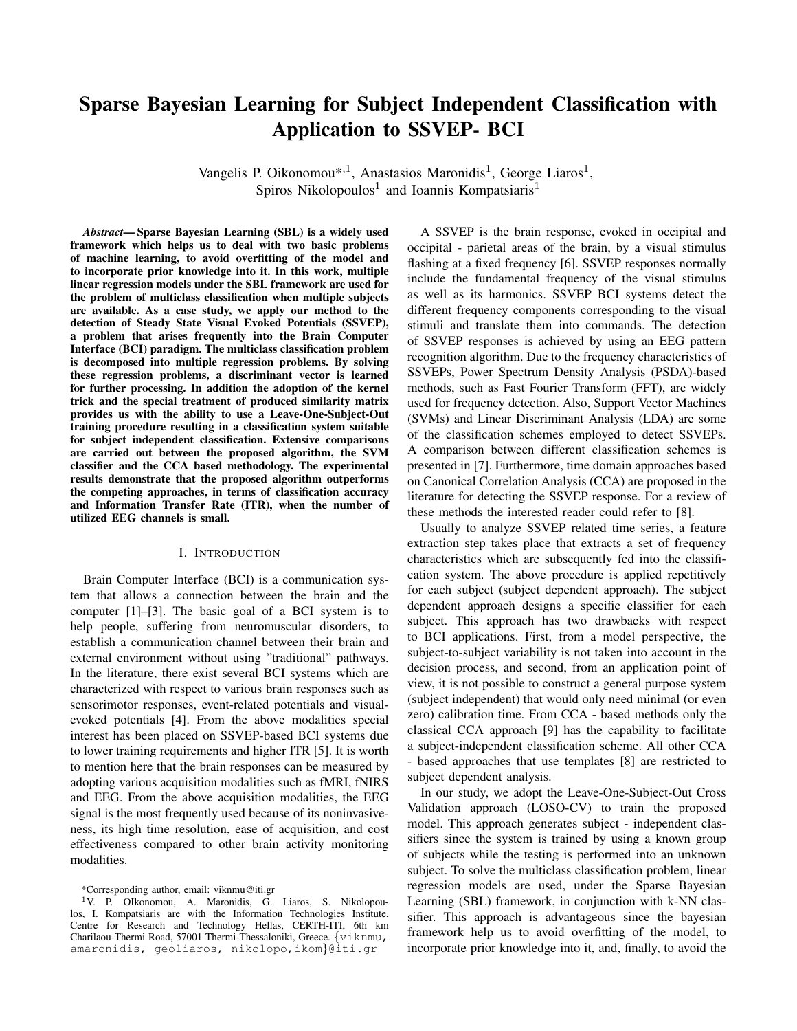# Sparse Bayesian Learning for Subject Independent Classification with Application to SSVEP- BCI

Vangelis P. Oikonomou*[,1], Anastasios Maronidis[1], George Liaros[1], Spiros Nikolopoulos[1] and Ioannis Kompatsiaris[1]

***Abstract*— Sparse Bayesian Learning (SBL) is a widely used framework which helps us to deal with two basic problems of machine learning, to avoid overfitting of the model and to incorporate prior knowledge into it. In this work, multiple linear regression models under the SBL framework are used for the problem of multiclass classification when multiple subjects are available. As a case study, we apply our method to the detection of Steady State Visual Evoked Potentials (SSVEP), a problem that arises frequently into the Brain Computer Interface (BCI) paradigm. The multiclass classification problem is decomposed into multiple regression problems. By solving these regression problems, a discriminant vector is learned for further processing. In addition the adoption of the kernel trick and the special treatment of produced similarity matrix provides us with the ability to use a Leave-One-Subject-Out training procedure resulting in a classification system suitable for subject independent classification. Extensive comparisons are carried out between the proposed algorithm, the SVM classifier and the CCA based methodology. The experimental results demonstrate that the proposed algorithm outperforms the competing approaches, in terms of classification accuracy and Information Transfer Rate (ITR), when the number of utilized EEG channels is small.**

## I. Introduction

Brain Computer Interface (BCI) is a communication system that allows a connection between the brain and the computer [1]–[3]. The basic goal of a BCI system is to help people, suffering from neuromuscular disorders, to establish a communication channel between their brain and external environment without using "traditional" pathways. In the literature, there exist several BCI systems which are characterized with respect to various brain responses such as sensorimotor responses, event-related potentials and visual-evoked potentials [4]. From the above modalities special interest has been placed on SSVEP-based BCI systems due to lower training requirements and higher ITR [5]. It is worth to mention here that the brain responses can be measured by adopting various acquisition modalities such as fMRI, fNIRS and EEG. From the above acquisition modalities, the EEG signal is the most frequently used because of its noninvasiveness, its high time resolution, ease of acquisition, and cost effectiveness compared to other brain activity monitoring modalities.

A SSVEP is the brain response, evoked in occipital and occipital - parietal areas of the brain, by a visual stimulus flashing at a fixed frequency [6]. SSVEP responses normally include the fundamental frequency of the visual stimulus as well as its harmonics. SSVEP BCI systems detect the different frequency components corresponding to the visual stimuli and translate them into commands. The detection of SSVEP responses is achieved by using an EEG pattern recognition algorithm. Due to the frequency characteristics of SSVEPs, Power Spectrum Density Analysis (PSDA)-based methods, such as Fast Fourier Transform (FFT), are widely used for frequency detection. Also, Support Vector Machines (SVMs) and Linear Discriminant Analysis (LDA) are some of the classification schemes employed to detect SSVEPs. A comparison between different classification schemes is presented in [7]. Furthermore, time domain approaches based on Canonical Correlation Analysis (CCA) are proposed in the literature for detecting the SSVEP response. For a review of these methods the interested reader could refer to [8].

Usually to analyze SSVEP related time series, a feature extraction step takes place that extracts a set of frequency characteristics which are subsequently fed into the classification system. The above procedure is applied repetitively for each subject (subject dependent approach). The subject dependent approach designs a specific classifier for each subject. This approach has two drawbacks with respect to BCI applications. First, from a model perspective, the subject-to-subject variability is not taken into account in the decision process, and second, from an application point of view, it is not possible to construct a general purpose system (subject independent) that would only need minimal (or even zero) calibration time. From CCA - based methods only the classical CCA approach [9] has the capability to facilitate a subject-independent classification scheme. All other CCA - based approaches that use templates [8] are restricted to subject dependent analysis.

In our study, we adopt the Leave-One-Subject-Out Cross Validation approach (LOSO-CV) to train the proposed model. This approach generates subject - independent classifiers since the system is trained by using a known group of subjects while the testing is performed into an unknown subject. To solve the multiclass classification problem, linear regression models are used, under the Sparse Bayesian Learning (SBL) framework, in conjunction with k-NN classifier. This approach is advantageous since the bayesian framework help us to avoid overfitting of the model, to incorporate prior knowledge into it, and, finally, to avoid the

*Corresponding author, email: viknmu@iti.gr

[1]V. P. OIkonomou, A. Maronidis, G. Liaros, S. Nikolopoulos, I. Kompatsiaris are with the Information Technologies Institute, Centre for Research and Technology Hellas, CERTH-ITI, 6th km Charilaou-Thermi Road, 57001 Thermi-Thessaloniki, Greece. {viknmu, amaronidis, geoliaros, nikolopo,ikom}@iti.gr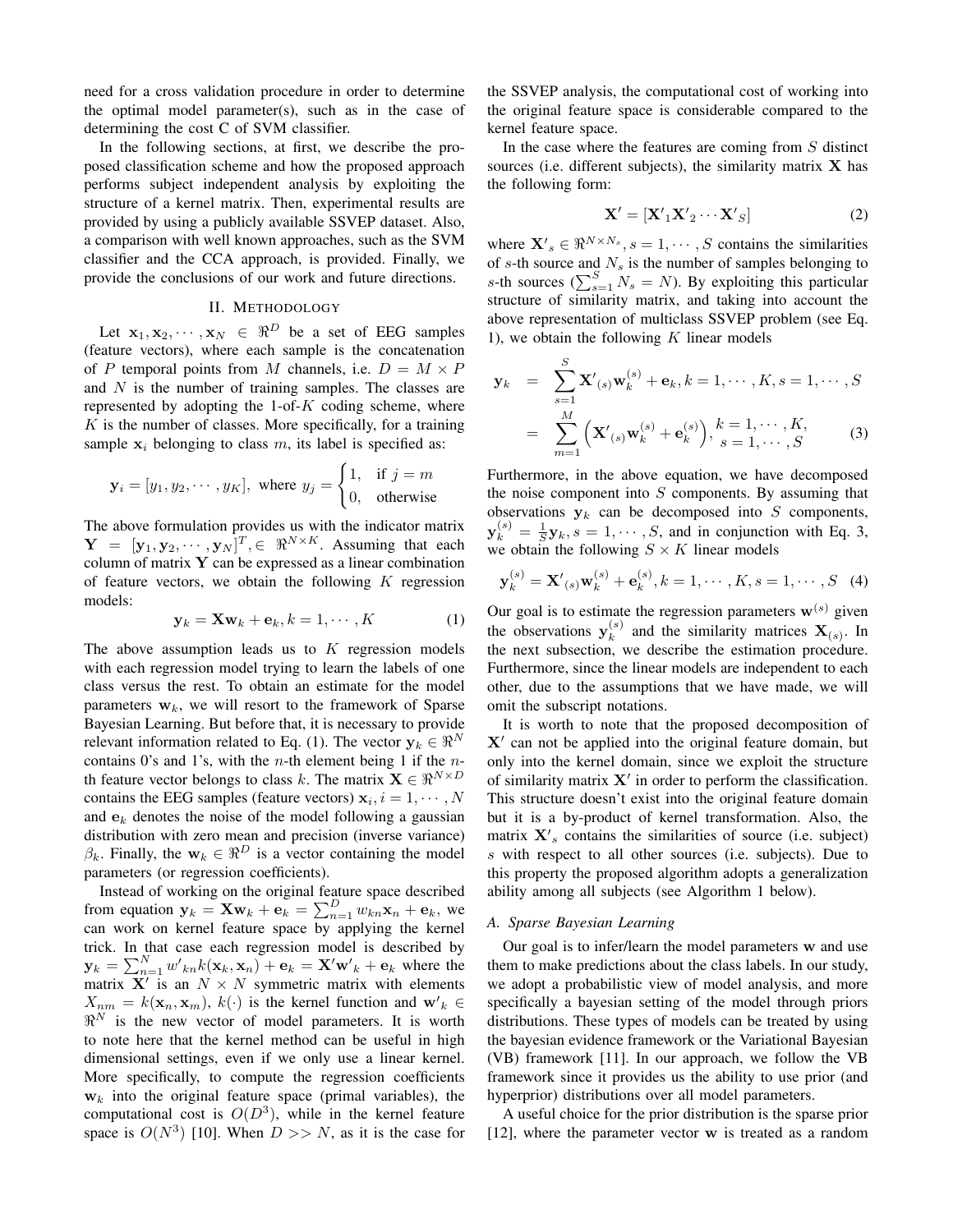need for a cross validation procedure in order to determine the optimal model parameter(s), such as in the case of determining the cost C of SVM classifier.

In the following sections, at first, we describe the proposed classification scheme and how the proposed approach performs subject independent analysis by exploiting the structure of a kernel matrix. Then, experimental results are provided by using a publicly available SSVEP dataset. Also, a comparison with well known approaches, such as the SVM classifier and the CCA approach, is provided. Finally, we provide the conclusions of our work and future directions.

## II. Methodology

Let $\mathbf{x}_1, \mathbf{x}_2, \cdots, \mathbf{x}_N \in \Re^D$ be a set of EEG samples (feature vectors), where each sample is the concatenation of $P$ temporal points from $M$ channels, i.e. $D = M \times P$ and $N$ is the number of training samples. The classes are represented by adopting the 1-of-$K$ coding scheme, where $K$ is the number of classes. More specifically, for a training sample $\mathbf{x}_i$ belonging to class $m$, its label is specified as:

$$\mathbf{y}_i = [y_1, y_2, \cdots, y_K], \text{ where } y_j = \begin{cases} 1, & \text{if } j = m \\ 0, & \text{otherwise} \end{cases}$$

The above formulation provides us with the indicator matrix $\mathbf{Y} = [\mathbf{y}_1, \mathbf{y}_2, \cdots, \mathbf{y}_N]^T, \in \Re^{N \times K}$. Assuming that each column of matrix $\mathbf{Y}$ can be expressed as a linear combination of feature vectors, we obtain the following $K$ regression models:

$$\mathbf{y}_k = \mathbf{X}\mathbf{w}_k + \mathbf{e}_k, k = 1, \cdots, K \quad (1)$$

The above assumption leads us to $K$ regression models with each regression model trying to learn the labels of one class versus the rest. To obtain an estimate for the model parameters $\mathbf{w}_k$, we will resort to the framework of Sparse Bayesian Learning. But before that, it is necessary to provide relevant information related to Eq. (1). The vector $\mathbf{y}_k \in \Re^N$ contains 0's and 1's, with the $n$-th element being 1 if the $n$-th feature vector belongs to class $k$. The matrix $\mathbf{X} \in \Re^{N \times D}$ contains the EEG samples (feature vectors) $\mathbf{x}_i, i = 1, \cdots, N$ and $\mathbf{e}_k$ denotes the noise of the model following a gaussian distribution with zero mean and precision (inverse variance) $\beta_k$. Finally, the $\mathbf{w}_k \in \Re^D$ is a vector containing the model parameters (or regression coefficients).

Instead of working on the original feature space described from equation $\mathbf{y}_k = \mathbf{X}\mathbf{w}_k + \mathbf{e}_k = \sum_{n=1}^{D} w_{kn}\mathbf{x}_n + \mathbf{e}_k$, we can work on kernel feature space by applying the kernel trick. In that case each regression model is described by $\mathbf{y}_k = \sum_{n=1}^{N} w'_{kn} k(\mathbf{x}_k, \mathbf{x}_n) + \mathbf{e}_k = \mathbf{X}'\mathbf{w}'_k + \mathbf{e}_k$ where the matrix $\mathbf{X}'$ is an $N \times N$ symmetric matrix with elements $X_{nm} = k(\mathbf{x}_n, \mathbf{x}_m)$, $k(\cdot)$ is the kernel function and $\mathbf{w}'_k \in \Re^N$ is the new vector of model parameters. It is worth to note here that the kernel method can be useful in high dimensional settings, even if we only use a linear kernel. More specifically, to compute the regression coefficients $\mathbf{w}_k$ into the original feature space (primal variables), the computational cost is $O(D^3)$, while in the kernel feature space is $O(N^3)$ [10]. When $D >> N$, as it is the case for the SSVEP analysis, the computational cost of working into the original feature space is considerable compared to the kernel feature space.

In the case where the features are coming from $S$ distinct sources (i.e. different subjects), the similarity matrix $\mathbf{X}$ has the following form:

$$\mathbf{X}' = [\mathbf{X}'_1 \mathbf{X}'_2 \cdots \mathbf{X}'_S] \quad (2)$$

where $\mathbf{X}'_s \in \Re^{N \times N_s}, s = 1, \cdots, S$ contains the similarities of $s$-th source and $N_s$ is the number of samples belonging to $s$-th sources ($\sum_{s=1}^{S} N_s = N$). By exploiting this particular structure of similarity matrix, and taking into account the above representation of multiclass SSVEP problem (see Eq. 1), we obtain the following $K$ linear models

$$\begin{aligned} \mathbf{y}_k &= \sum_{s=1}^{S} \mathbf{X}'_{(s)} \mathbf{w}_k^{(s)} + \mathbf{e}_k, k = 1, \cdots, K, s = 1, \cdots, S \\ &= \sum_{m=1}^{M} \left( \mathbf{X}'_{(s)} \mathbf{w}_k^{(s)} + \mathbf{e}_k^{(s)} \right), \begin{matrix} k = 1, \cdots, K, \\ s = 1, \cdots, S \end{matrix} \end{aligned} \quad (3)$$

Furthermore, in the above equation, we have decomposed the noise component into $S$ components. By assuming that observations $\mathbf{y}_k$ can be decomposed into $S$ components, $\mathbf{y}_k^{(s)} = \frac{1}{S}\mathbf{y}_k, s = 1, \cdots, S$, and in conjunction with Eq. 3, we obtain the following $S \times K$ linear models

$$\mathbf{y}_k^{(s)} = \mathbf{X}'_{(s)} \mathbf{w}_k^{(s)} + \mathbf{e}_k^{(s)}, k = 1, \cdots, K, s = 1, \cdots, S \quad (4)$$

Our goal is to estimate the regression parameters $\mathbf{w}^{(s)}$ given the observations $\mathbf{y}_k^{(s)}$ and the similarity matrices $\mathbf{X}_{(s)}$. In the next subsection, we describe the estimation procedure. Furthermore, since the linear models are independent to each other, due to the assumptions that we have made, we will omit the subscript notations.

It is worth to note that the proposed decomposition of $\mathbf{X}'$ can not be applied into the original feature domain, but only into the kernel domain, since we exploit the structure of similarity matrix $\mathbf{X}'$ in order to perform the classification. This structure doesn't exist into the original feature domain but it is a by-product of kernel transformation. Also, the matrix $\mathbf{X}'_s$ contains the similarities of source (i.e. subject) $s$ with respect to all other sources (i.e. subjects). Due to this property the proposed algorithm adopts a generalization ability among all subjects (see Algorithm 1 below).

### A. Sparse Bayesian Learning

Our goal is to infer/learn the model parameters $\mathbf{w}$ and use them to make predictions about the class labels. In our study, we adopt a probabilistic view of model analysis, and more specifically a bayesian setting of the model through priors distributions. These types of models can be treated by using the bayesian evidence framework or the Variational Bayesian (VB) framework [11]. In our approach, we follow the VB framework since it provides us the ability to use prior (and hyperprior) distributions over all model parameters.

A useful choice for the prior distribution is the sparse prior [12], where the parameter vector $\mathbf{w}$ is treated as a random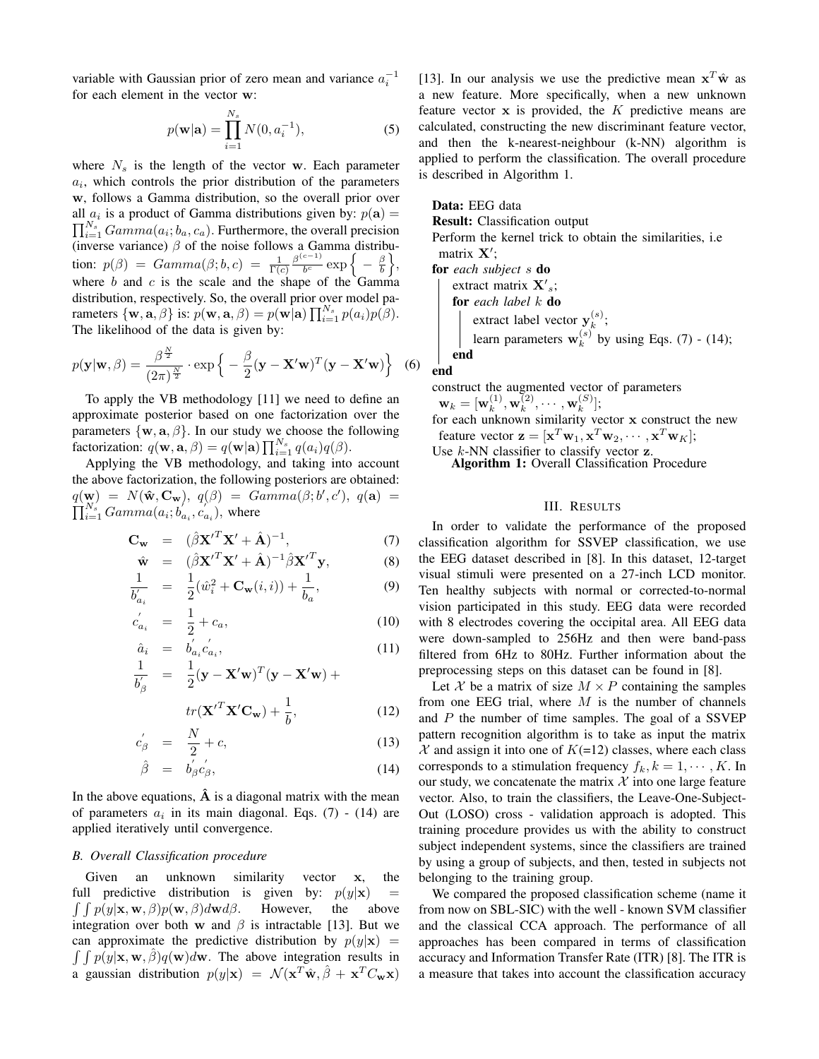variable with Gaussian prior of zero mean and variance $a_i^{-1}$ for each element in the vector $\mathbf{w}$:

$$p(\mathbf{w}|\mathbf{a}) = \prod_{i=1}^{N_s} N(0, a_i^{-1}), \tag{5}$$

where $N_s$ is the length of the vector $\mathbf{w}$. Each parameter $a_i$, which controls the prior distribution of the parameters $\mathbf{w}$, follows a Gamma distribution, so the overall prior over all $a_i$ is a product of Gamma distributions given by: $p(\mathbf{a}) = \prod_{i=1}^{N_s} Gamma(a_i; b_a, c_a)$. Furthermore, the overall precision (inverse variance) $\beta$ of the noise follows a Gamma distribution: $p(\beta) = Gamma(\beta; b, c) = \frac{1}{\Gamma(c)} \frac{\beta^{(c-1)}}{b^c} \exp\Big\{-\frac{\beta}{b}\Big\}$, where $b$ and $c$ is the scale and the shape of the Gamma distribution, respectively. So, the overall prior over model parameters $\{\mathbf{w}, \mathbf{a}, \beta\}$ is: $p(\mathbf{w}, \mathbf{a}, \beta) = p(\mathbf{w}|\mathbf{a}) \prod_{i=1}^{N_s} p(a_i) p(\beta)$. The likelihood of the data is given by:

$$p(\mathbf{y}|\mathbf{w}, \beta) = \frac{\beta^{\frac{N}{2}}}{(2\pi)^{\frac{N}{2}}} \cdot \exp\Big\{-\frac{\beta}{2}(\mathbf{y} - \mathbf{X}'\mathbf{w})^T(\mathbf{y} - \mathbf{X}'\mathbf{w})\Big\} \tag{6}$$

To apply the VB methodology [11] we need to define an approximate posterior based on one factorization over the parameters $\{\mathbf{w}, \mathbf{a}, \beta\}$. In our study we choose the following factorization: $q(\mathbf{w}, \mathbf{a}, \beta) = q(\mathbf{w}|\mathbf{a}) \prod_{i=1}^{N_s} q(a_i) q(\beta)$.

Applying the VB methodology, and taking into account the above factorization, the following posteriors are obtained: $q(\mathbf{w}) = N(\hat{\mathbf{w}}, \mathbf{C}_{\mathbf{w}})$, $q(\beta) = Gamma(\beta; b', c')$, $q(\mathbf{a}) = \prod_{i=1}^{N_s} Gamma(a_i; b'_{a_i}, c'_{a_i})$, where

$$\mathbf{C}_{\mathbf{w}} = (\hat{\beta}\mathbf{X}'^T\mathbf{X}' + \hat{\mathbf{A}})^{-1}, \tag{7}$$

$$\hat{\mathbf{w}} = (\hat{\beta}\mathbf{X}'^T\mathbf{X}' + \hat{\mathbf{A}})^{-1}\hat{\beta}\mathbf{X}'^T\mathbf{y}, \tag{8}$$

$$\frac{1}{b'_{a_i}} = \frac{1}{2}(\hat{w}_i^2 + \mathbf{C}_{\mathbf{w}}(i,i)) + \frac{1}{b_a}, \tag{9}$$

$$c'_{a_i} = \frac{1}{2} + c_a, \tag{10}$$

$$\hat{a}_i = b'_{a_i} c'_{a_i}, \tag{11}$$

$$\frac{1}{b'_{\beta}} = \frac{1}{2}(\mathbf{y} - \mathbf{X}'\mathbf{w})^T(\mathbf{y} - \mathbf{X}'\mathbf{w}) + tr(\mathbf{X}'^T\mathbf{X}'\mathbf{C}_{\mathbf{w}}) + \frac{1}{b}, \tag{12}$$

$$c'_{\beta} = \frac{N}{2} + c, \tag{13}$$

$$\hat{\beta} = b'_{\beta} c'_{\beta}, \tag{14}$$

In the above equations, $\hat{\mathbf{A}}$ is a diagonal matrix with the mean of parameters $a_i$ in its main diagonal. Eqs. (7) - (14) are applied iteratively until convergence.

### *B. Overall Classification procedure*

Given an unknown similarity vector $\mathbf{x}$, the full predictive distribution is given by: $p(y|\mathbf{x}) = \int\int p(y|\mathbf{x}, \mathbf{w}, \beta)p(\mathbf{w}, \beta)d\mathbf{w}d\beta$. However, the above integration over both $\mathbf{w}$ and $\beta$ is intractable [13]. But we can approximate the predictive distribution by $p(y|\mathbf{x}) = \int\int p(y|\mathbf{x}, \mathbf{w}, \hat{\beta})q(\mathbf{w})d\mathbf{w}$. The above integration results in a gaussian distribution $p(y|\mathbf{x}) = \mathcal{N}(\mathbf{x}^T\hat{\mathbf{w}}, \hat{\beta} + \mathbf{x}^T C_{\mathbf{w}}\mathbf{x})$ [13]. In our analysis we use the predictive mean $\mathbf{x}^T\hat{\mathbf{w}}$ as a new feature. More specifically, when a new unknown feature vector $\mathbf{x}$ is provided, the $K$ predictive means are calculated, constructing the new discriminant feature vector, and then the k-nearest-neighbour (k-NN) algorithm is applied to perform the classification. The overall procedure is described in Algorithm 1.

```
Data: EEG data
Result: Classification output
Perform the kernel trick to obtain the similarities, i.e
  matrix X';
for each subject s do
    extract matrix X'_s;
    for each label k do
        extract label vector y_k^(s);
        learn parameters w_k^(s) by using Eqs. (7) - (14);
    end
end
construct the augmented vector of parameters
  w_k = [w_k^(1), w_k^(2), ..., w_k^(S)];
for each unknown similarity vector x construct the new
  feature vector z = [x^T w_1, x^T w_2, ..., x^T w_K];
Use k-NN classifier to classify vector z.
```

**Algorithm 1:** Overall Classification Procedure

## III. Results

In order to validate the performance of the proposed classification algorithm for SSVEP classification, we use the EEG dataset described in [8]. In this dataset, 12-target visual stimuli were presented on a 27-inch LCD monitor. Ten healthy subjects with normal or corrected-to-normal vision participated in this study. EEG data were recorded with 8 electrodes covering the occipital area. All EEG data were down-sampled to 256Hz and then were band-pass filtered from 6Hz to 80Hz. Further information about the preprocessing steps on this dataset can be found in [8].

Let $\mathcal{X}$ be a matrix of size $M \times P$ containing the samples from one EEG trial, where $M$ is the number of channels and $P$ the number of time samples. The goal of a SSVEP pattern recognition algorithm is to take as input the matrix $\mathcal{X}$ and assign it into one of $K$(=12) classes, where each class corresponds to a stimulation frequency $f_k, k = 1, \cdots, K$. In our study, we concatenate the matrix $\mathcal{X}$ into one large feature vector. Also, to train the classifiers, the Leave-One-Subject-Out (LOSO) cross - validation approach is adopted. This training procedure provides us with the ability to construct subject independent systems, since the classifiers are trained by using a group of subjects, and then, tested in subjects not belonging to the training group.

We compared the proposed classification scheme (name it from now on SBL-SIC) with the well - known SVM classifier and the classical CCA approach. The performance of all approaches has been compared in terms of classification accuracy and Information Transfer Rate (ITR) [8]. The ITR is a measure that takes into account the classification accuracy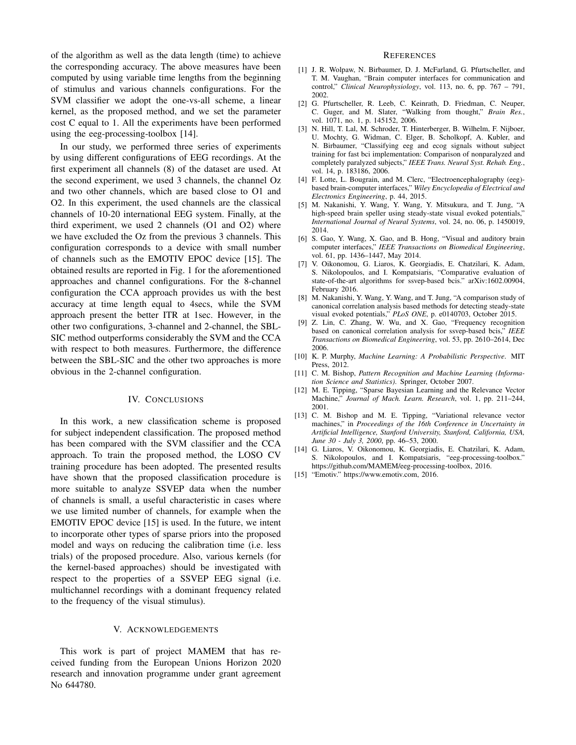of the algorithm as well as the data length (time) to achieve the corresponding accuracy. The above measures have been computed by using variable time lengths from the beginning of stimulus and various channels configurations. For the SVM classifier we adopt the one-vs-all scheme, a linear kernel, as the proposed method, and we set the parameter cost C equal to 1. All the experiments have been performed using the eeg-processing-toolbox [14].

In our study, we performed three series of experiments by using different configurations of EEG recordings. At the first experiment all channels (8) of the dataset are used. At the second experiment, we used 3 channels, the channel Oz and two other channels, which are based close to O1 and O2. In this experiment, the used channels are the classical channels of 10-20 international EEG system. Finally, at the third experiment, we used 2 channels (O1 and O2) where we have excluded the Oz from the previous 3 channels. This configuration corresponds to a device with small number of channels such as the EMOTIV EPOC device [15]. The obtained results are reported in Fig. 1 for the aforementioned approaches and channel configurations. For the 8-channel configuration the CCA approach provides us with the best accuracy at time length equal to 4secs, while the SVM approach present the better ITR at 1sec. However, in the other two configurations, 3-channel and 2-channel, the SBL-SIC method outperforms considerably the SVM and the CCA with respect to both measures. Furthermore, the difference between the SBL-SIC and the other two approaches is more obvious in the 2-channel configuration.

## IV. Conclusions

In this work, a new classification scheme is proposed for subject independent classification. The proposed method has been compared with the SVM classifier and the CCA approach. To train the proposed method, the LOSO CV training procedure has been adopted. The presented results have shown that the proposed classification procedure is more suitable to analyze SSVEP data when the number of channels is small, a useful characteristic in cases where we use limited number of channels, for example when the EMOTIV EPOC device [15] is used. In the future, we intent to incorporate other types of sparse priors into the proposed model and ways on reducing the calibration time (i.e. less trials) of the proposed procedure. Also, various kernels (for the kernel-based approaches) should be investigated with respect to the properties of a SSVEP EEG signal (i.e. multichannel recordings with a dominant frequency related to the frequency of the visual stimulus).

## V. Acknowledgements

This work is part of project MAMEM that has received funding from the European Unions Horizon 2020 research and innovation programme under grant agreement No 644780.

## References

[1] J. R. Wolpaw, N. Birbaumer, D. J. McFarland, G. Pfurtscheller, and T. M. Vaughan, "Brain computer interfaces for communication and control," *Clinical Neurophysiology*, vol. 113, no. 6, pp. 767 – 791, 2002.

[2] G. Pfurtscheller, R. Leeb, C. Keinrath, D. Friedman, C. Neuper, C. Guger, and M. Slater, "Walking from thought," *Brain Res.*, vol. 1071, no. 1, p. 145152, 2006.

[3] N. Hill, T. Lal, M. Schroder, T. Hinterberger, B. Wilhelm, F. Nijboer, U. Mochty, G. Widman, C. Elger, B. Scholkopf, A. Kubler, and N. Birbaumer, "Classifying eeg and ecog signals without subject training for fast bci implementation: Comparison of nonparalyzed and completely paralyzed subjects," *IEEE Trans. Neural Syst. Rehab. Eng.*, vol. 14, p. 183186, 2006.

[4] F. Lotte, L. Bougrain, and M. Clerc, "Electroencephalography (eeg)-based brain-computer interfaces," *Wiley Encyclopedia of Electrical and Electronics Engineering*, p. 44, 2015.

[5] M. Nakanishi, Y. Wang, Y. Wang, Y. Mitsukura, and T. Jung, "A high-speed brain speller using steady-state visual evoked potentials," *International Journal of Neural Systems*, vol. 24, no. 06, p. 1450019, 2014.

[6] S. Gao, Y. Wang, X. Gao, and B. Hong, "Visual and auditory brain computer interfaces," *IEEE Transactions on Biomedical Engineering*, vol. 61, pp. 1436–1447, May 2014.

[7] V. Oikonomou, G. Liaros, K. Georgiadis, E. Chatzilari, K. Adam, S. Nikolopoulos, and I. Kompatsiaris, "Comparative evaluation of state-of-the-art algorithms for ssvep-based bcis." arXiv:1602.00904, February 2016.

[8] M. Nakanishi, Y. Wang, Y. Wang, and T. Jung, "A comparison study of canonical correlation analysis based methods for detecting steady-state visual evoked potentials," *PLoS ONE*, p. e0140703, October 2015.

[9] Z. Lin, C. Zhang, W. Wu, and X. Gao, "Frequency recognition based on canonical correlation analysis for ssvep-based bcis," *IEEE Transactions on Biomedical Engineering*, vol. 53, pp. 2610–2614, Dec 2006.

[10] K. P. Murphy, *Machine Learning: A Probabilistic Perspective*. MIT Press, 2012.

[11] C. M. Bishop, *Pattern Recognition and Machine Learning (Information Science and Statistics)*. Springer, October 2007.

[12] M. E. Tipping, "Sparse Bayesian Learning and the Relevance Vector Machine," *Journal of Mach. Learn. Research*, vol. 1, pp. 211–244, 2001.

[13] C. M. Bishop and M. E. Tipping, "Variational relevance vector machines," in *Proceedings of the 16th Conference in Uncertainty in Artificial Intelligence, Stanford University, Stanford, California, USA, June 30 - July 3, 2000*, pp. 46–53, 2000.

[14] G. Liaros, V. Oikonomou, K. Georgiadis, E. Chatzilari, K. Adam, S. Nikolopoulos, and I. Kompatsiaris, "eeg-processing-toolbox." https://github.com/MAMEM/eeg-processing-toolbox, 2016.

[15] "Emotiv." https://www.emotiv.com, 2016.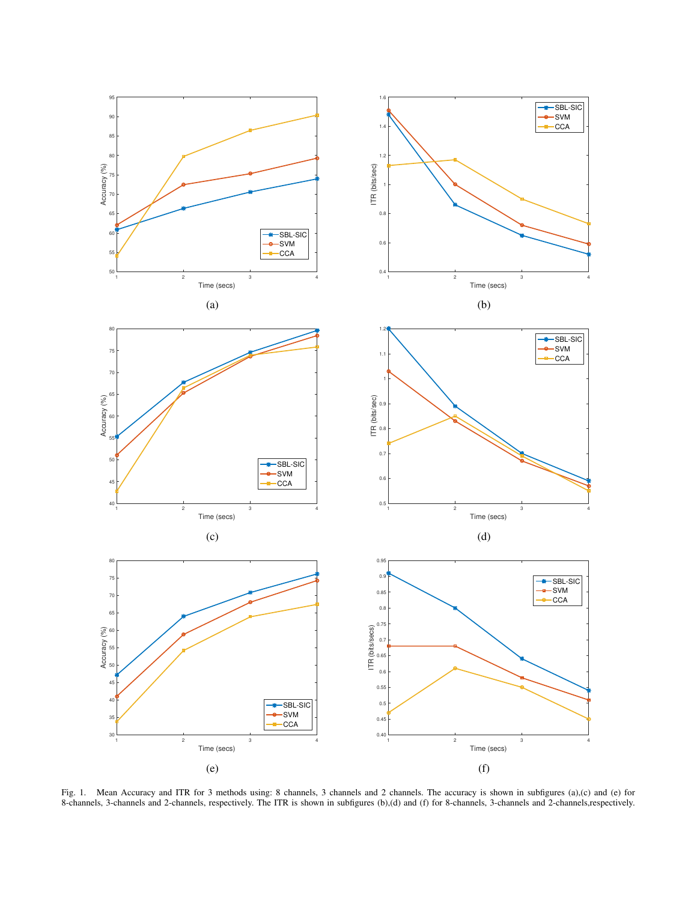95
90
85
80
75
70
65
60
55
50

Accuracy (%)

1 2 3 4

Time (secs)

SBL-SIC
SVM
CCA

(a)

1.6
1.4
1.2
1
0.8
0.6
0.4

ITR (bits/sec)

1 2 3 4

Time (secs)

SBL-SIC
SVM
CCA

(b)

80
75
70
65
60
55
50
45
40

Accuracy (%)

1 2 3 4

Time (secs)

SBL-SIC
SVM
CCA

(c)

1.2
1.1
1
0.9
0.8
0.7
0.6
0.5

ITR (bits/sec)

1 2 3 4

Time (secs)

SBL-SIC
SVM
CCA

(d)

80
75
70
65
60
55
50
45
40
35
30

Accuracy (%)

1 2 3 4

Time (secs)

SBL-SIC
SVM
CCA

(e)

0.95
0.9
0.85
0.8
0.75
0.7
0.65
0.6
0.55
0.5
0.45
0.40

ITR (bits/secs)

1 2 3 4

Time (secs)

SBL-SIC
SVM
CCA

(f)

Fig. 1. Mean Accuracy and ITR for 3 methods using: 8 channels, 3 channels and 2 channels. The accuracy is shown in subfigures (a),(c) and (e) for 8-channels, 3-channels and 2-channels, respectively. The ITR is shown in subfigures (b),(d) and (f) for 8-channels, 3-channels and 2-channels,respectively.